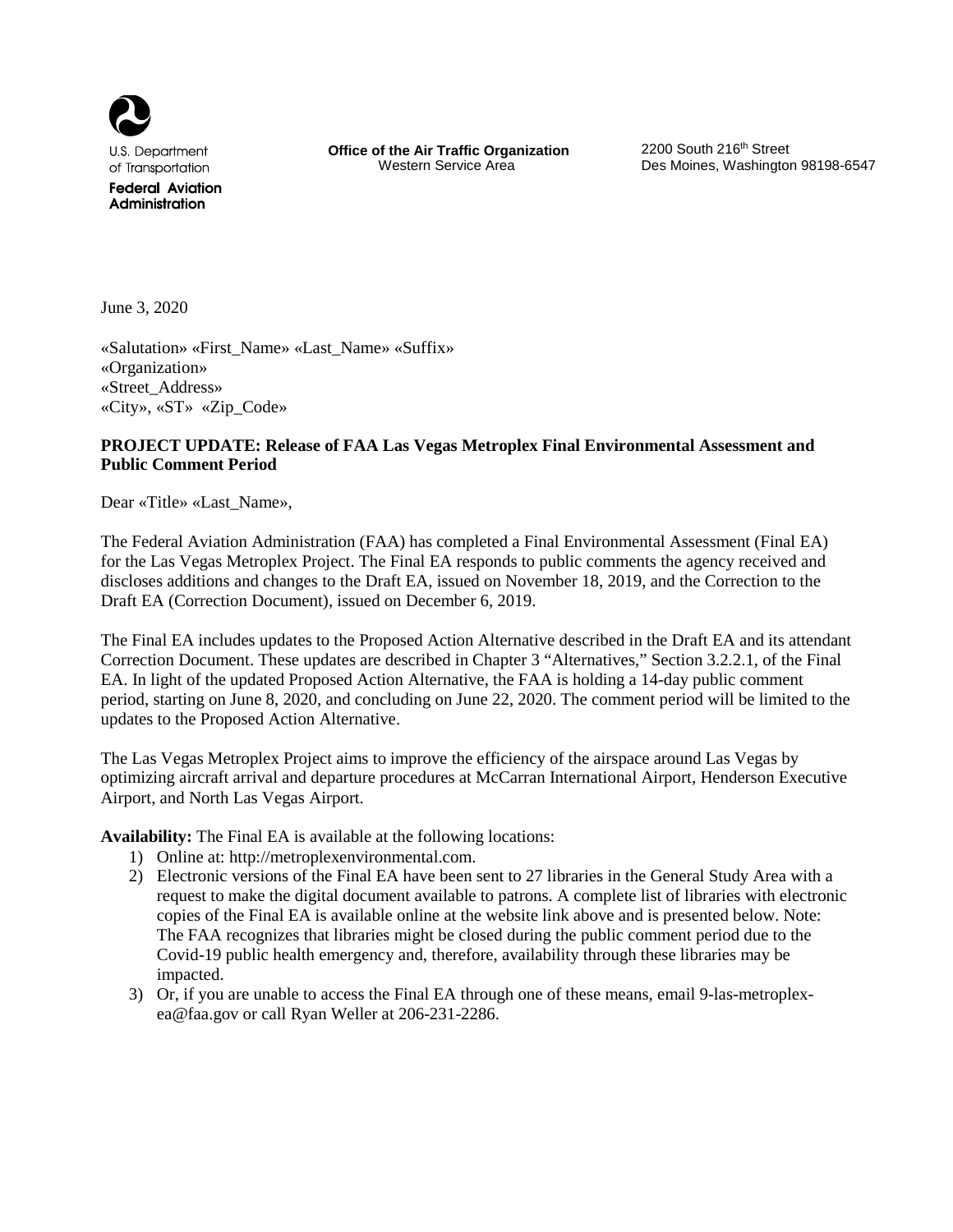U.S. Department of Transportation
**Federal Aviation Administration**

**Office of the Air Traffic Organization**
Western Service Area

2200 South 216th Street
Des Moines, Washington 98198-6547

June 3, 2020

«Salutation» «First_Name» «Last_Name» «Suffix»
«Organization»
«Street_Address»
«City», «ST» «Zip_Code»

**PROJECT UPDATE: Release of FAA Las Vegas Metroplex Final Environmental Assessment and Public Comment Period**

Dear «Title» «Last_Name»,

The Federal Aviation Administration (FAA) has completed a Final Environmental Assessment (Final EA) for the Las Vegas Metroplex Project. The Final EA responds to public comments the agency received and discloses additions and changes to the Draft EA, issued on November 18, 2019, and the Correction to the Draft EA (Correction Document), issued on December 6, 2019.

The Final EA includes updates to the Proposed Action Alternative described in the Draft EA and its attendant Correction Document. These updates are described in Chapter 3 "Alternatives," Section 3.2.2.1, of the Final EA. In light of the updated Proposed Action Alternative, the FAA is holding a 14-day public comment period, starting on June 8, 2020, and concluding on June 22, 2020. The comment period will be limited to the updates to the Proposed Action Alternative.

The Las Vegas Metroplex Project aims to improve the efficiency of the airspace around Las Vegas by optimizing aircraft arrival and departure procedures at McCarran International Airport, Henderson Executive Airport, and North Las Vegas Airport.

**Availability:** The Final EA is available at the following locations:

1) Online at: http://metroplexenvironmental.com.
2) Electronic versions of the Final EA have been sent to 27 libraries in the General Study Area with a request to make the digital document available to patrons. A complete list of libraries with electronic copies of the Final EA is available online at the website link above and is presented below. Note: The FAA recognizes that libraries might be closed during the public comment period due to the Covid-19 public health emergency and, therefore, availability through these libraries may be impacted.
3) Or, if you are unable to access the Final EA through one of these means, email 9-las-metroplex-ea@faa.gov or call Ryan Weller at 206-231-2286.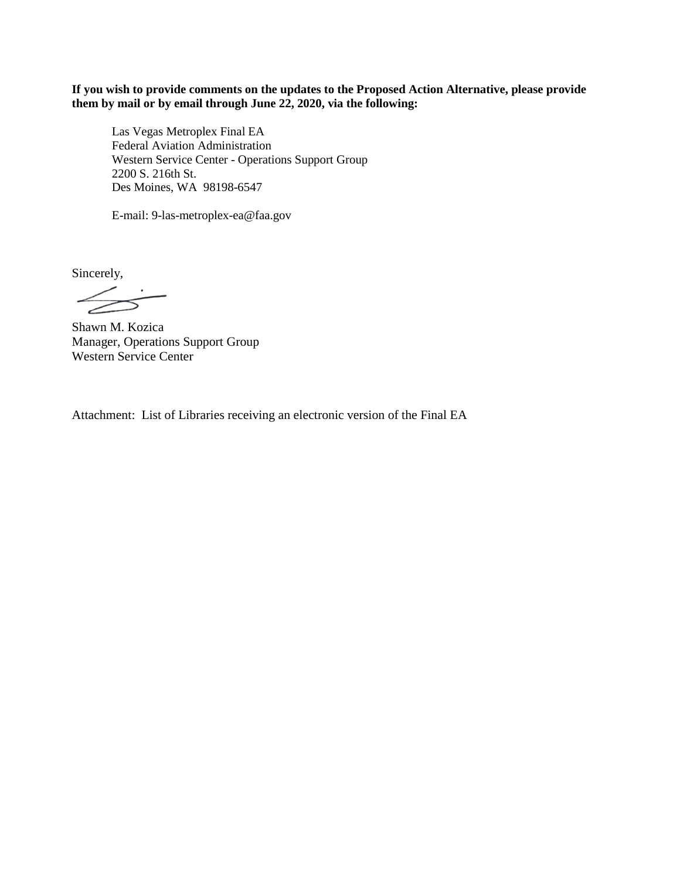**If you wish to provide comments on the updates to the Proposed Action Alternative, please provide them by mail or by email through June 22, 2020, via the following:**

Las Vegas Metroplex Final EA
Federal Aviation Administration
Western Service Center - Operations Support Group
2200 S. 216th St.
Des Moines, WA 98198-6547

E-mail: 9-las-metroplex-ea@faa.gov

Sincerely,

Shawn M. Kozica
Manager, Operations Support Group
Western Service Center

Attachment: List of Libraries receiving an electronic version of the Final EA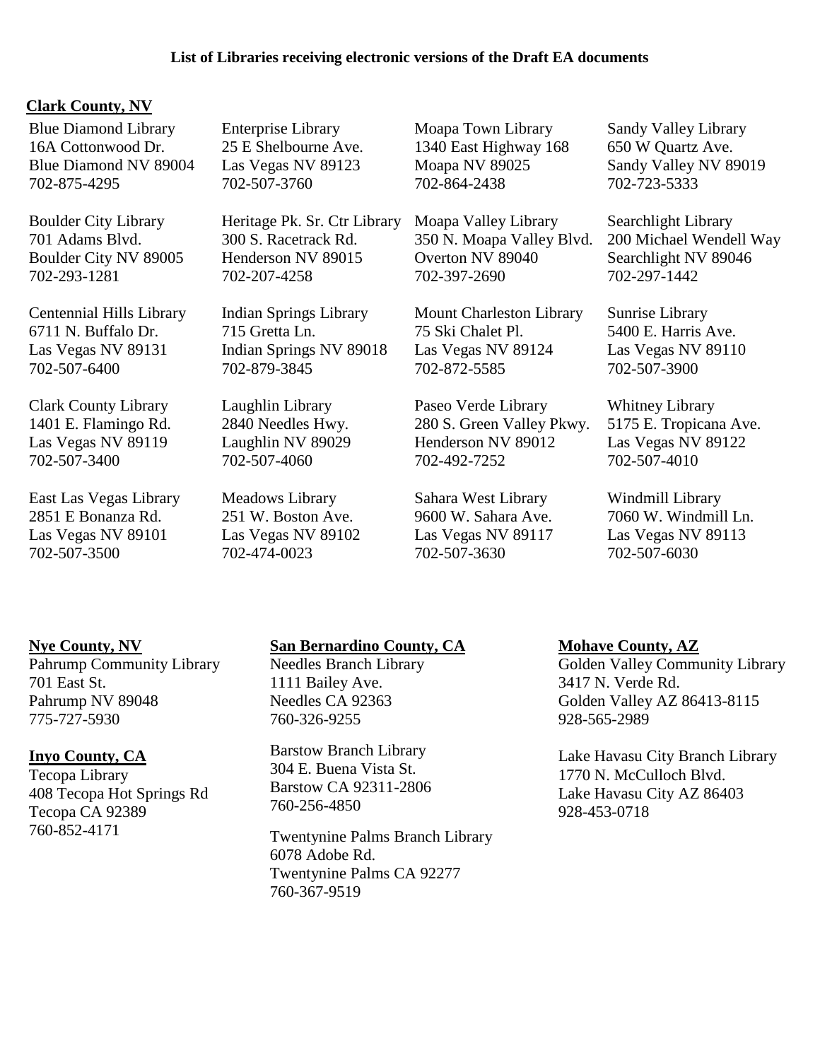**List of Libraries receiving electronic versions of the Draft EA documents**

## Clark County, NV

Blue Diamond Library
16A Cottonwood Dr.
Blue Diamond NV 89004
702-875-4295

Boulder City Library
701 Adams Blvd.
Boulder City NV 89005
702-293-1281

Centennial Hills Library
6711 N. Buffalo Dr.
Las Vegas NV 89131
702-507-6400

Clark County Library
1401 E. Flamingo Rd.
Las Vegas NV 89119
702-507-3400

East Las Vegas Library
2851 E Bonanza Rd.
Las Vegas NV 89101
702-507-3500

Enterprise Library
25 E Shelbourne Ave.
Las Vegas NV 89123
702-507-3760

Heritage Pk. Sr. Ctr Library
300 S. Racetrack Rd.
Henderson NV 89015
702-207-4258

Indian Springs Library
715 Gretta Ln.
Indian Springs NV 89018
702-879-3845

Laughlin Library
2840 Needles Hwy.
Laughlin NV 89029
702-507-4060

Meadows Library
251 W. Boston Ave.
Las Vegas NV 89102
702-474-0023

Moapa Town Library
1340 East Highway 168
Moapa NV 89025
702-864-2438

Moapa Valley Library
350 N. Moapa Valley Blvd.
Overton NV 89040
702-397-2690

Mount Charleston Library
75 Ski Chalet Pl.
Las Vegas NV 89124
702-872-5585

Paseo Verde Library
280 S. Green Valley Pkwy.
Henderson NV 89012
702-492-7252

Sahara West Library
9600 W. Sahara Ave.
Las Vegas NV 89117
702-507-3630

Sandy Valley Library
650 W Quartz Ave.
Sandy Valley NV 89019
702-723-5333

Searchlight Library
200 Michael Wendell Way
Searchlight NV 89046
702-297-1442

Sunrise Library
5400 E. Harris Ave.
Las Vegas NV 89110
702-507-3900

Whitney Library
5175 E. Tropicana Ave.
Las Vegas NV 89122
702-507-4010

Windmill Library
7060 W. Windmill Ln.
Las Vegas NV 89113
702-507-6030

## Nye County, NV

Pahrump Community Library
701 East St.
Pahrump NV 89048
775-727-5930

## Inyo County, CA

Tecopa Library
408 Tecopa Hot Springs Rd
Tecopa CA 92389
760-852-4171

## San Bernardino County, CA

Needles Branch Library
1111 Bailey Ave.
Needles CA 92363
760-326-9255

Barstow Branch Library
304 E. Buena Vista St.
Barstow CA 92311-2806
760-256-4850

Twentynine Palms Branch Library
6078 Adobe Rd.
Twentynine Palms CA 92277
760-367-9519

## Mohave County, AZ

Golden Valley Community Library
3417 N. Verde Rd.
Golden Valley AZ 86413-8115
928-565-2989

Lake Havasu City Branch Library
1770 N. McCulloch Blvd.
Lake Havasu City AZ 86403
928-453-0718